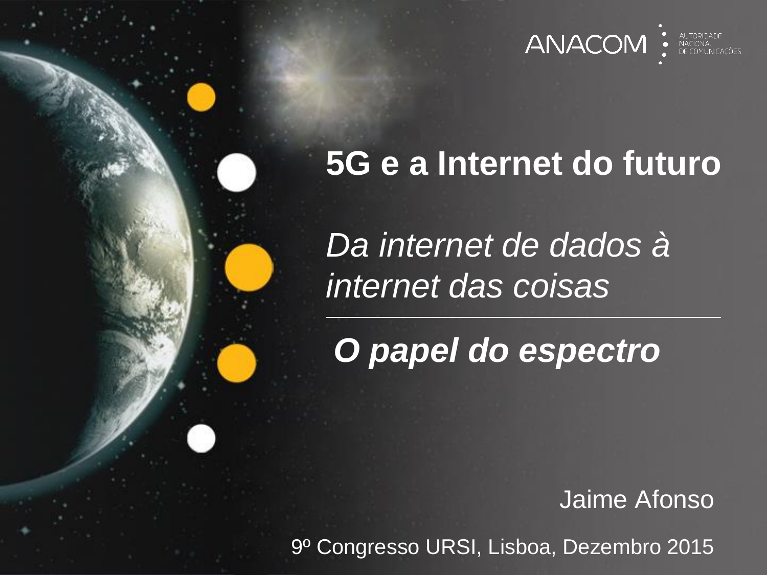ANACOM — Autoridade Nacional de Comunicações

# 5G e a Internet do futuro

*Da internet de dados à internet das coisas*

***O papel do espectro***

Jaime Afonso

9º Congresso URSI, Lisboa, Dezembro 2015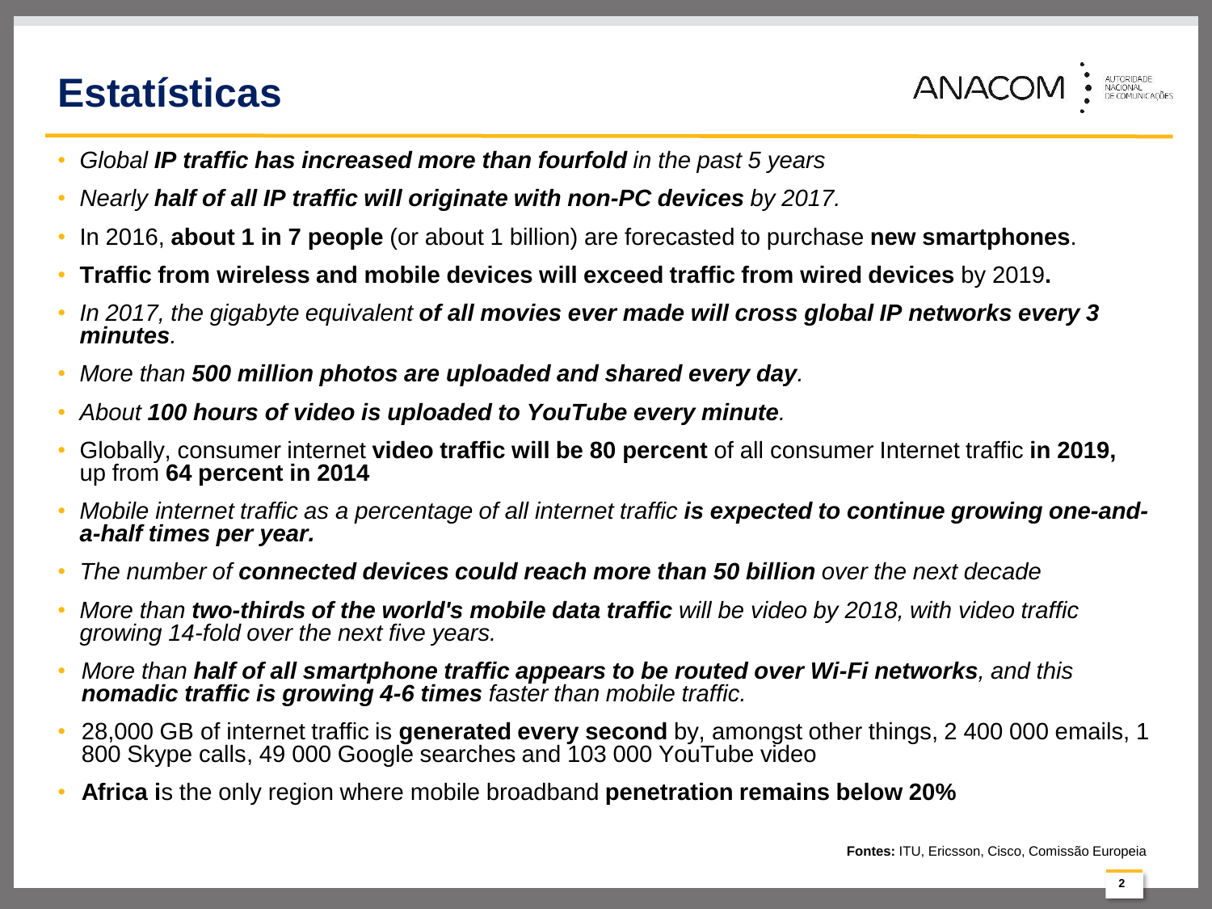# Estatísticas

- *Global **IP traffic has increased more than fourfold** in the past 5 years*
- *Nearly **half of all IP traffic will originate with non-PC devices** by 2017.*
- In 2016, **about 1 in 7 people** (or about 1 billion) are forecasted to purchase **new smartphones**.
- **Traffic from wireless and mobile devices will exceed traffic from wired devices** by 2019**.**
- *In 2017, the gigabyte equivalent **of all movies ever made will cross global IP networks every 3 minutes**.*
- *More than **500 million photos are uploaded and shared every day**.*
- *About **100 hours of video is uploaded to YouTube every minute**.*
- Globally, consumer internet **video traffic will be 80 percent** of all consumer Internet traffic **in 2019,** up from **64 percent in 2014**
- *Mobile internet traffic as a percentage of all internet traffic **is expected to continue growing one-and-a-half times per year.***
- *The number of **connected devices could reach more than 50 billion** over the next decade*
- *More than **two-thirds of the world's mobile data traffic** will be video by 2018, with video traffic growing 14-fold over the next five years.*
- *More than **half of all smartphone traffic appears to be routed over Wi-Fi networks**, and this **nomadic traffic is growing 4-6 times** faster than mobile traffic.*
- 28,000 GB of internet traffic is **generated every second** by, amongst other things, 2 400 000 emails, 1 800 Skype calls, 49 000 Google searches and 103 000 YouTube video
- **Africa i**s the only region where mobile broadband **penetration remains below 20%**

**Fontes:** ITU, Ericsson, Cisco, Comissão Europeia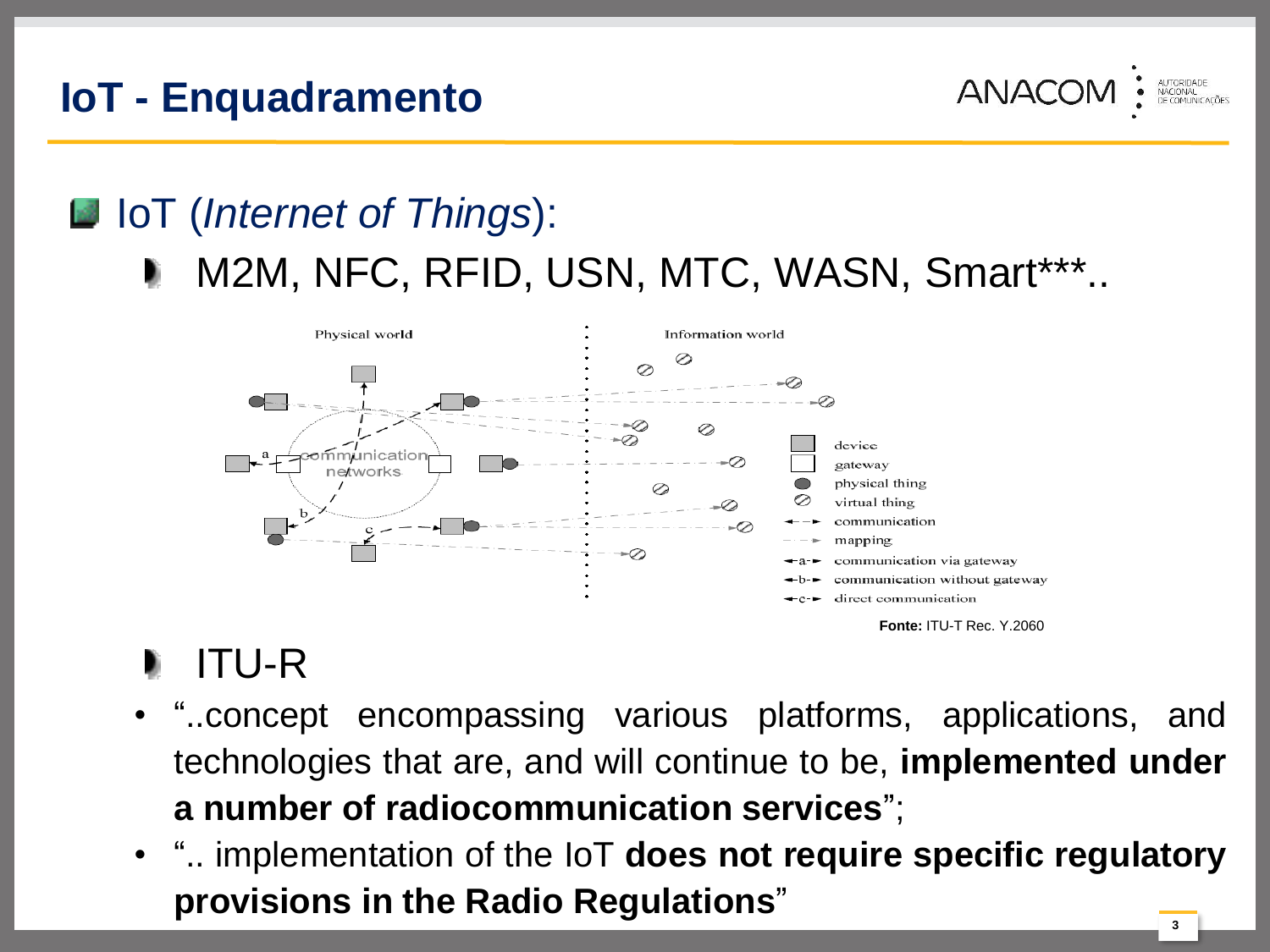# IoT - Enquadramento

- IoT (*Internet of Things*):
  - M2M, NFC, RFID, USN, MTC, WASN, Smart***..

**Fonte:** ITU-T Rec. Y.2060

  - ITU-R
    - "..concept encompassing various platforms, applications, and technologies that are, and will continue to be, **implemented under a number of radiocommunication services**";
    - ".. implementation of the IoT **does not require specific regulatory provisions in the Radio Regulations**"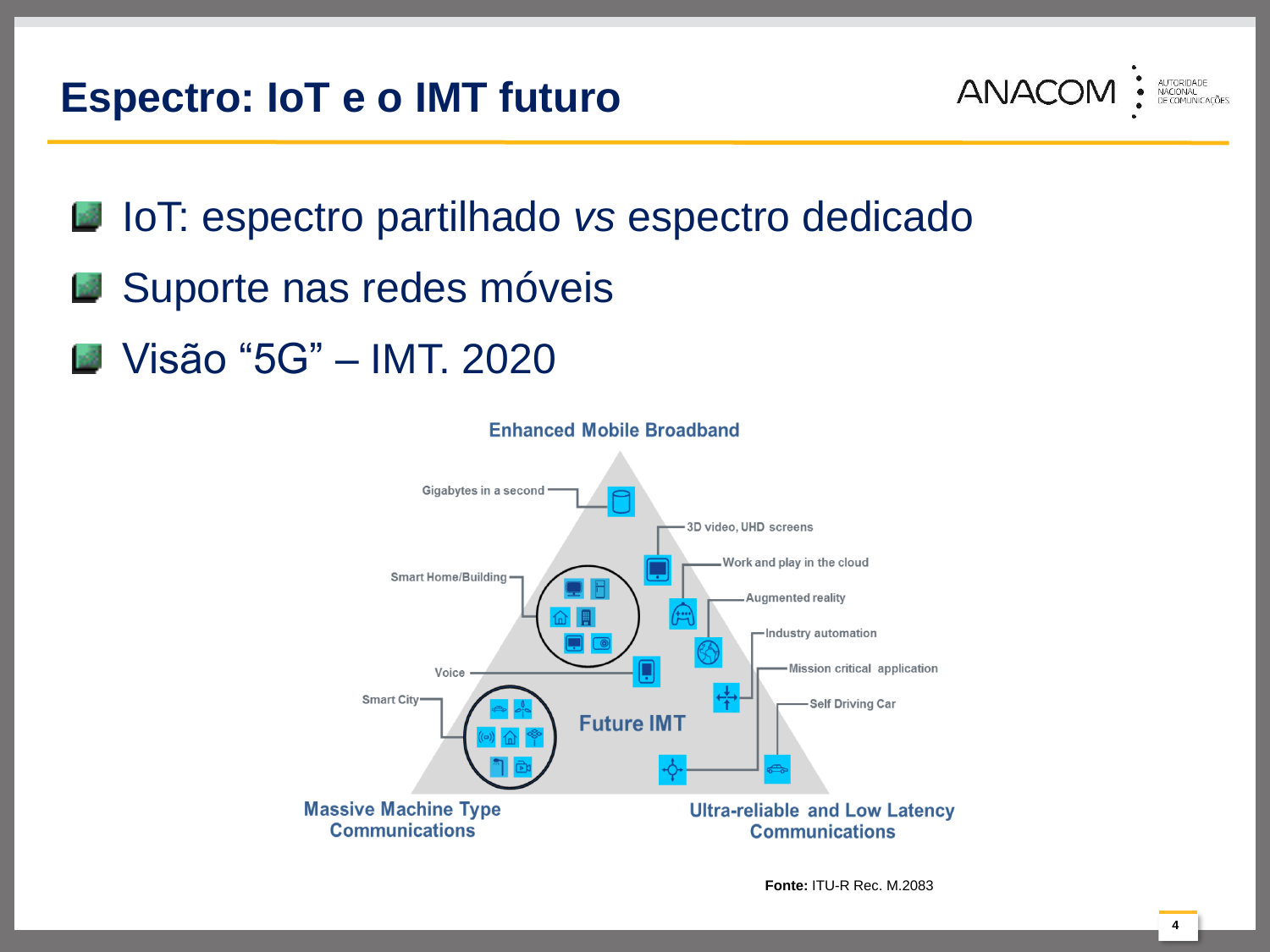# Espectro: IoT e o IMT futuro

- IoT: espectro partilhado *vs* espectro dedicado
- Suporte nas redes móveis
- Visão "5G" – IMT. 2020

Enhanced Mobile Broadband

Gigabytes in a second

3D video, UHD screens

Work and play in the cloud

Smart Home/Building

Augmented reality

Industry automation

Voice

Mission critical application

Smart City

Self Driving Car

Future IMT

Massive Machine Type Communications

Ultra-reliable and Low Latency Communications

**Fonte:** ITU-R Rec. M.2083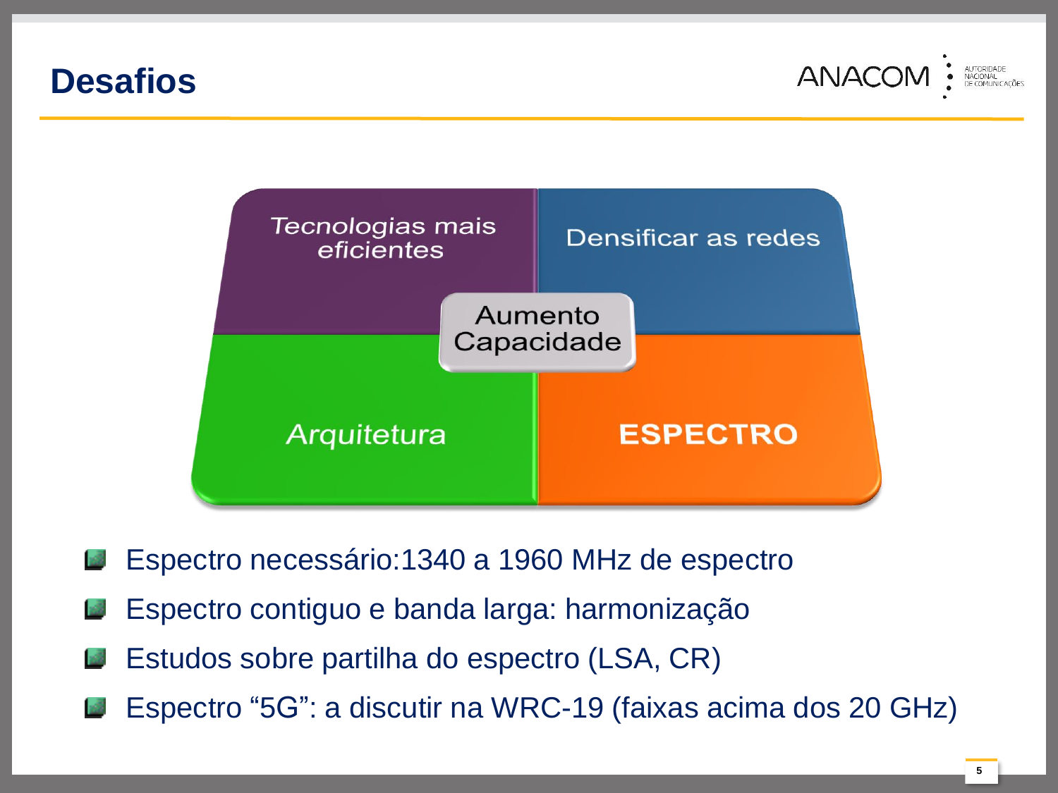# Desafios

Tecnologias mais eficientes

Densificar as redes

Aumento Capacidade

Arquitetura

ESPECTRO

- Espectro necessário:1340 a 1960 MHz de espectro
- Espectro contiguo e banda larga: harmonização
- Estudos sobre partilha do espectro (LSA, CR)
- Espectro “5G”: a discutir na WRC-19 (faixas acima dos 20 GHz)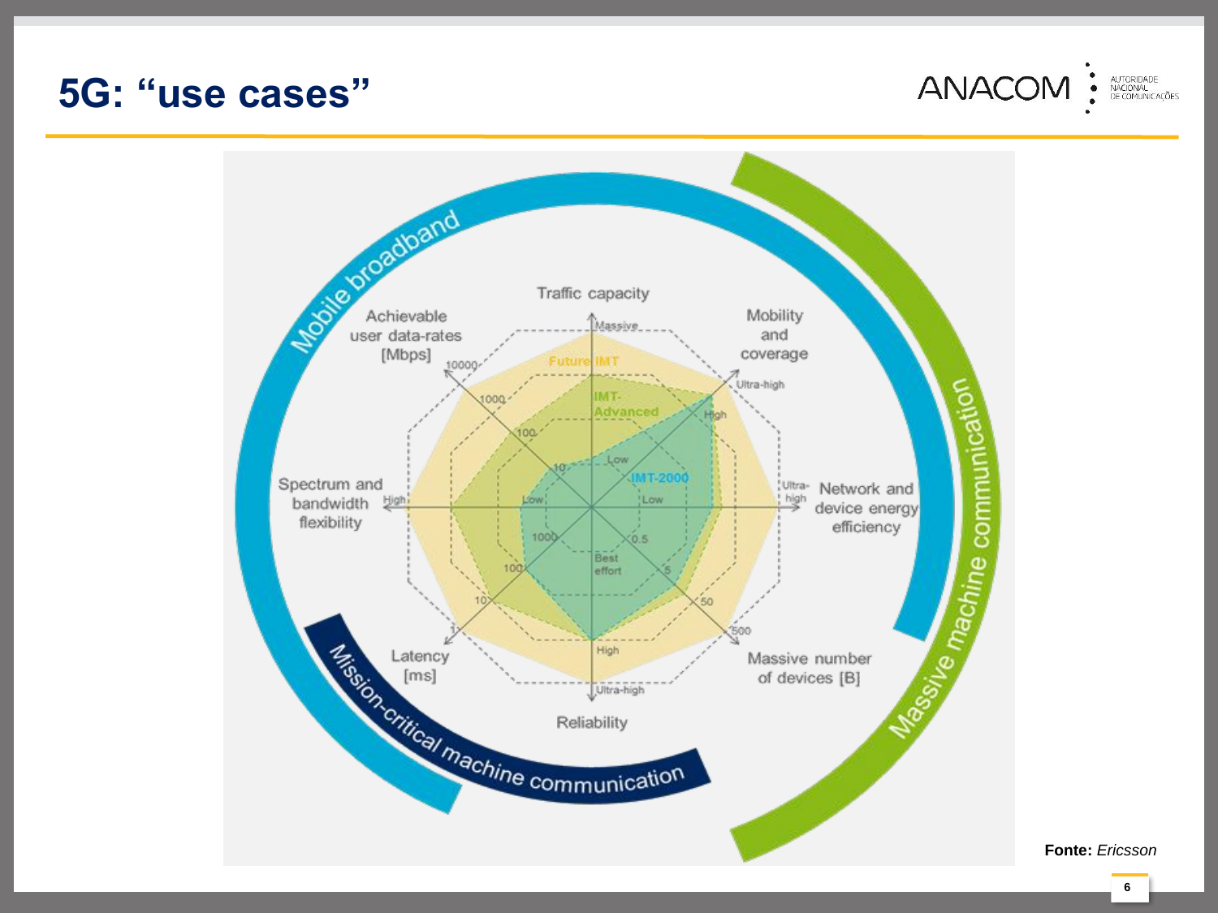# 5G: "use cases"

Mobile broadband

Massive machine communication

Mission-critical machine communication

Traffic capacity

Achievable user data-rates [Mbps]

Mobility and coverage

Spectrum and bandwidth flexibility

Network and device energy efficiency

Latency [ms]

Massive number of devices [B]

Reliability

Future IMT

IMT-Advanced

IMT-2000

**Fonte:** *Ericsson*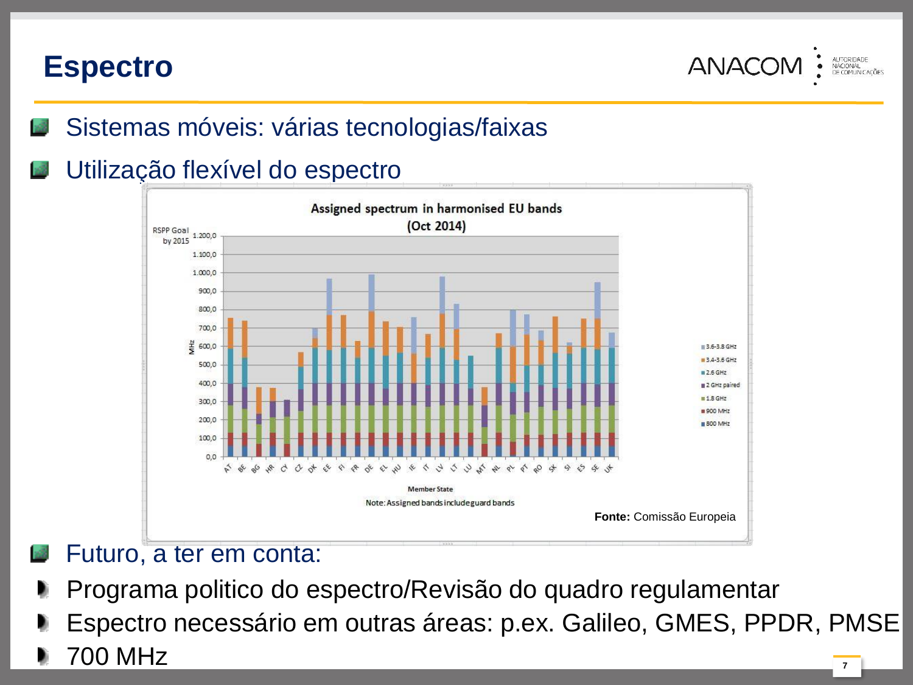# Espectro

- Sistemas móveis: várias tecnologias/faixas
- Utilização flexível do espectro

**Fonte:** Comissão Europeia

- Futuro, a ter em conta:
  - Programa politico do espectro/Revisão do quadro regulamentar
  - Espectro necessário em outras áreas: p.ex. Galileo, GMES, PPDR, PMSE
  - 700 MHz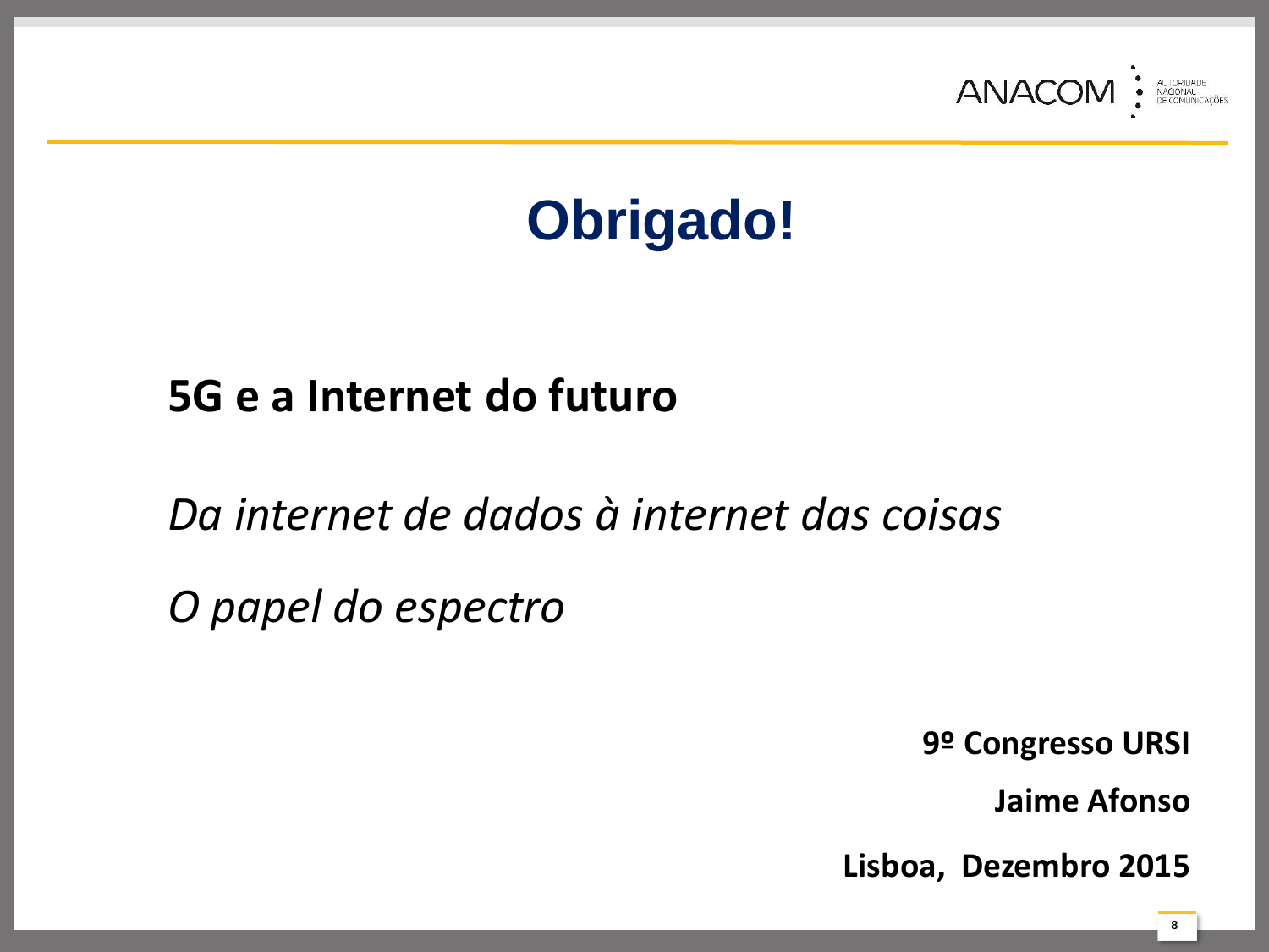# Obrigado!

**5G e a Internet do futuro**

*Da internet de dados à internet das coisas*

*O papel do espectro*

**9º Congresso URSI**

**Jaime Afonso**

**Lisboa, Dezembro 2015**